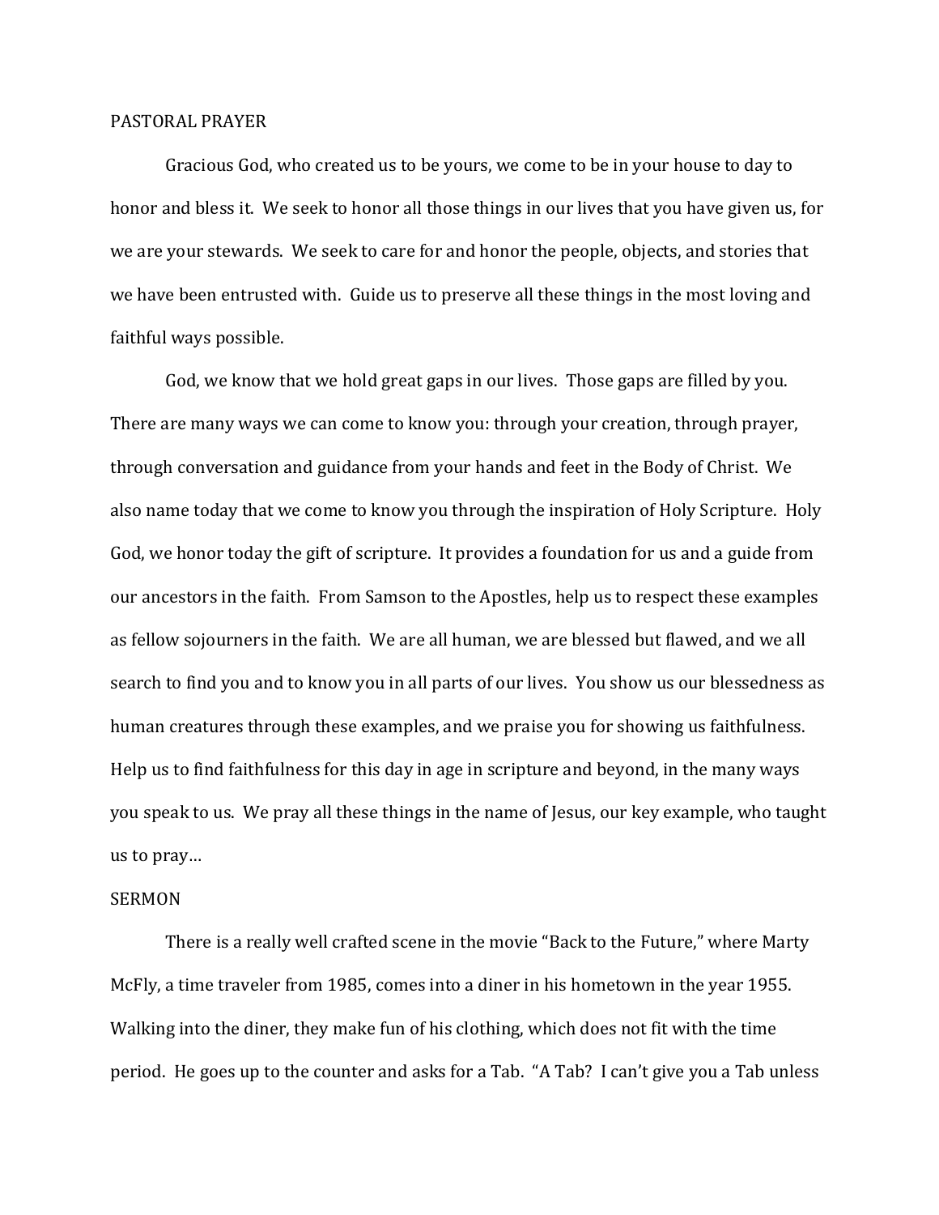## PASTORAL PRAYER

Gracious God, who created us to be yours, we come to be in your house to day to honor and bless it. We seek to honor all those things in our lives that you have given us, for we are your stewards. We seek to care for and honor the people, objects, and stories that we have been entrusted with. Guide us to preserve all these things in the most loving and faithful ways possible.

God, we know that we hold great gaps in our lives. Those gaps are filled by you. There are many ways we can come to know you: through your creation, through prayer, through conversation and guidance from your hands and feet in the Body of Christ. We also name today that we come to know you through the inspiration of Holy Scripture. Holy God, we honor today the gift of scripture. It provides a foundation for us and a guide from our ancestors in the faith. From Samson to the Apostles, help us to respect these examples as fellow sojourners in the faith. We are all human, we are blessed but flawed, and we all search to find you and to know you in all parts of our lives. You show us our blessedness as human creatures through these examples, and we praise you for showing us faithfulness. Help us to find faithfulness for this day in age in scripture and beyond, in the many ways you speak to us. We pray all these things in the name of Jesus, our key example, who taught us to pray…

## SERMON

There is a really well crafted scene in the movie "Back to the Future," where Marty McFly, a time traveler from 1985, comes into a diner in his hometown in the year 1955. Walking into the diner, they make fun of his clothing, which does not fit with the time period. He goes up to the counter and asks for a Tab. "A Tab? I can't give you a Tab unless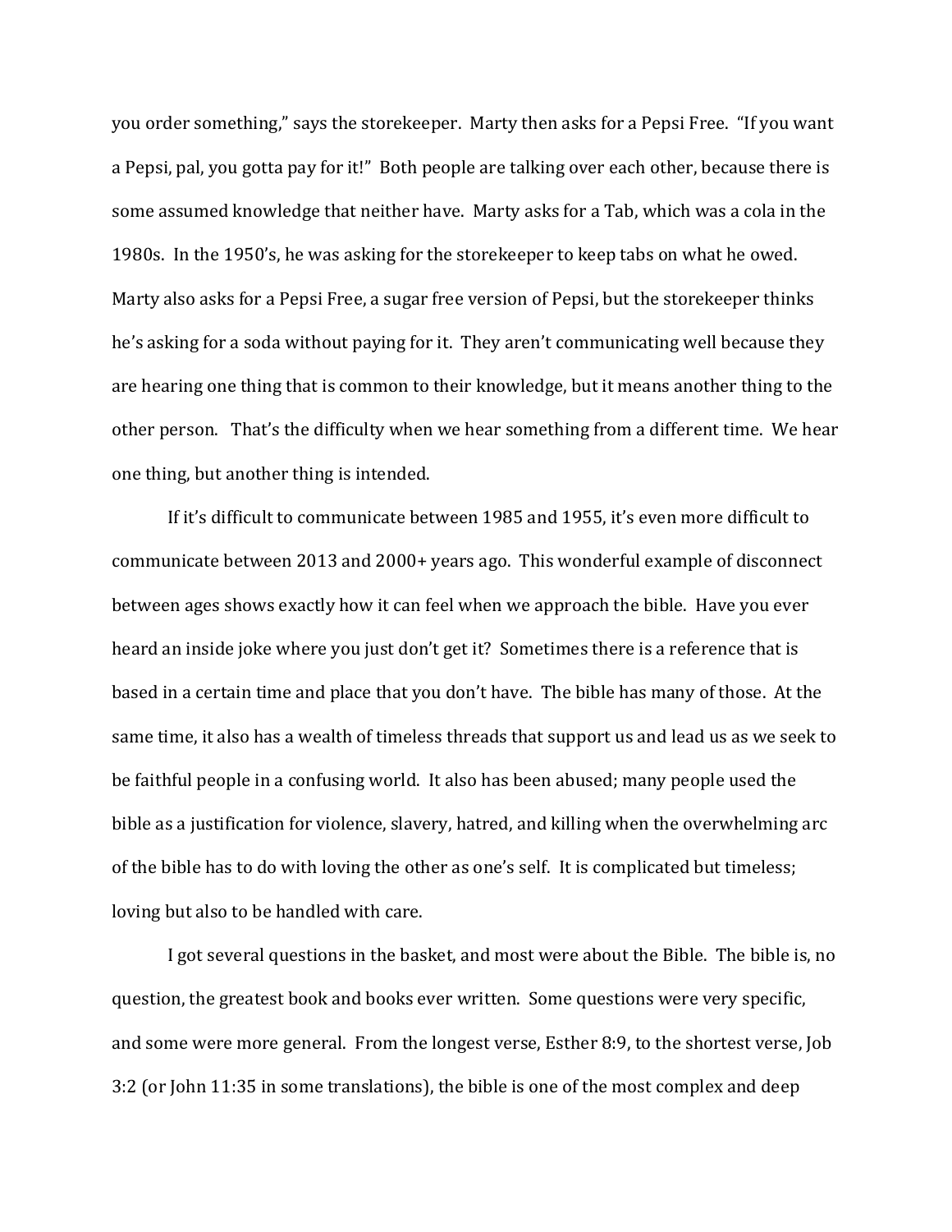you order something," says the storekeeper. Marty then asks for a Pepsi Free. "If you want a Pepsi, pal, you gotta pay for it!" Both people are talking over each other, because there is some assumed knowledge that neither have. Marty asks for a Tab, which was a cola in the 1980s. In the 1950's, he was asking for the storekeeper to keep tabs on what he owed. Marty also asks for a Pepsi Free, a sugar free version of Pepsi, but the storekeeper thinks he's asking for a soda without paying for it. They aren't communicating well because they are hearing one thing that is common to their knowledge, but it means another thing to the other person. That's the difficulty when we hear something from a different time. We hear one thing, but another thing is intended.

If it's difficult to communicate between 1985 and 1955, it's even more difficult to communicate between 2013 and 2000+ years ago. This wonderful example of disconnect between ages shows exactly how it can feel when we approach the bible. Have you ever heard an inside joke where you just don't get it? Sometimes there is a reference that is based in a certain time and place that you don't have. The bible has many of those. At the same time, it also has a wealth of timeless threads that support us and lead us as we seek to be faithful people in a confusing world. It also has been abused; many people used the bible as a justification for violence, slavery, hatred, and killing when the overwhelming arc of the bible has to do with loving the other as one's self. It is complicated but timeless; loving but also to be handled with care.

I got several questions in the basket, and most were about the Bible. The bible is, no question, the greatest book and books ever written. Some questions were very specific, and some were more general. From the longest verse, Esther 8:9, to the shortest verse, Job 3:2 (or John 11:35 in some translations), the bible is one of the most complex and deep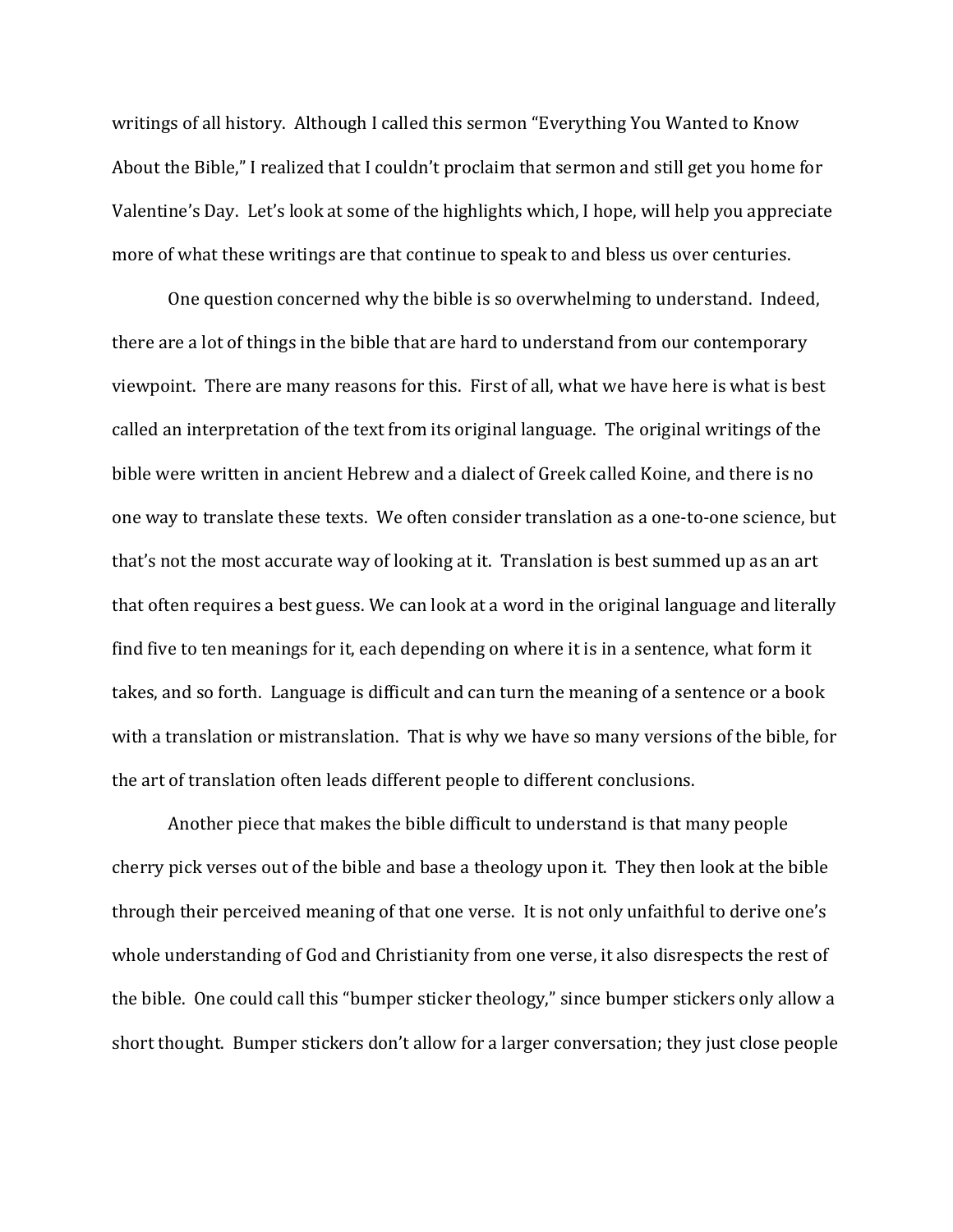writings of all history. Although I called this sermon "Everything You Wanted to Know About the Bible," I realized that I couldn't proclaim that sermon and still get you home for Valentine's Day. Let's look at some of the highlights which, I hope, will help you appreciate more of what these writings are that continue to speak to and bless us over centuries.

One question concerned why the bible is so overwhelming to understand. Indeed, there are a lot of things in the bible that are hard to understand from our contemporary viewpoint. There are many reasons for this. First of all, what we have here is what is best called an interpretation of the text from its original language. The original writings of the bible were written in ancient Hebrew and a dialect of Greek called Koine, and there is no one way to translate these texts. We often consider translation as a one-to-one science, but that's not the most accurate way of looking at it. Translation is best summed up as an art that often requires a best guess. We can look at a word in the original language and literally find five to ten meanings for it, each depending on where it is in a sentence, what form it takes, and so forth. Language is difficult and can turn the meaning of a sentence or a book with a translation or mistranslation. That is why we have so many versions of the bible, for the art of translation often leads different people to different conclusions.

Another piece that makes the bible difficult to understand is that many people cherry pick verses out of the bible and base a theology upon it. They then look at the bible through their perceived meaning of that one verse. It is not only unfaithful to derive one's whole understanding of God and Christianity from one verse, it also disrespects the rest of the bible. One could call this "bumper sticker theology," since bumper stickers only allow a short thought. Bumper stickers don't allow for a larger conversation; they just close people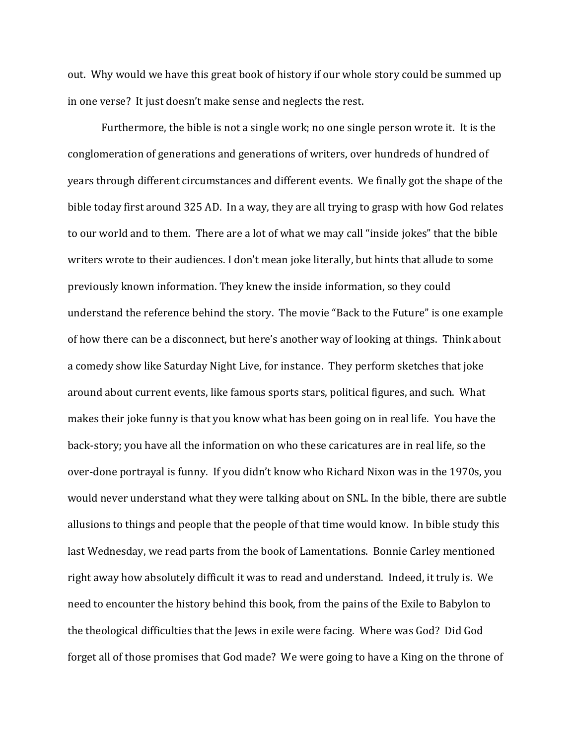out. Why would we have this great book of history if our whole story could be summed up in one verse? It just doesn't make sense and neglects the rest.

Furthermore, the bible is not a single work; no one single person wrote it. It is the conglomeration of generations and generations of writers, over hundreds of hundred of years through different circumstances and different events. We finally got the shape of the bible today first around 325 AD. In a way, they are all trying to grasp with how God relates to our world and to them. There are a lot of what we may call "inside jokes" that the bible writers wrote to their audiences. I don't mean joke literally, but hints that allude to some previously known information. They knew the inside information, so they could understand the reference behind the story. The movie "Back to the Future" is one example of how there can be a disconnect, but here's another way of looking at things. Think about a comedy show like Saturday Night Live, for instance. They perform sketches that joke around about current events, like famous sports stars, political figures, and such. What makes their joke funny is that you know what has been going on in real life. You have the back-story; you have all the information on who these caricatures are in real life, so the over-done portrayal is funny. If you didn't know who Richard Nixon was in the 1970s, you would never understand what they were talking about on SNL. In the bible, there are subtle allusions to things and people that the people of that time would know. In bible study this last Wednesday, we read parts from the book of Lamentations. Bonnie Carley mentioned right away how absolutely difficult it was to read and understand. Indeed, it truly is. We need to encounter the history behind this book, from the pains of the Exile to Babylon to the theological difficulties that the Jews in exile were facing. Where was God? Did God forget all of those promises that God made? We were going to have a King on the throne of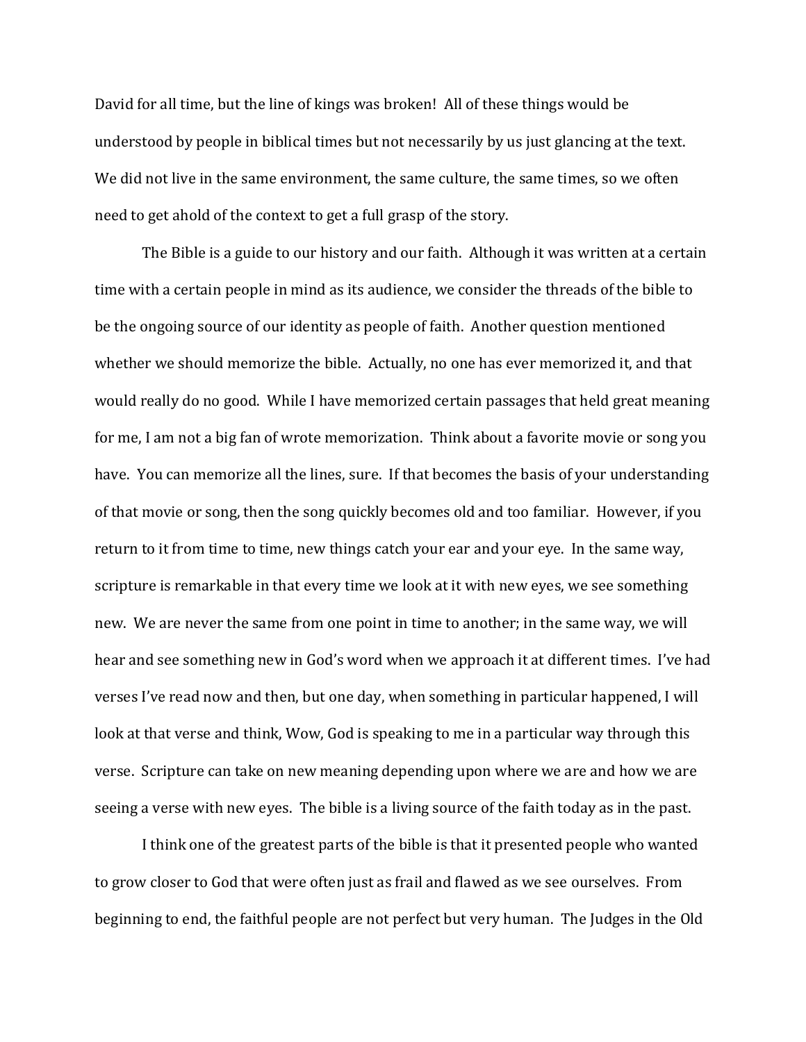David for all time, but the line of kings was broken! All of these things would be understood by people in biblical times but not necessarily by us just glancing at the text. We did not live in the same environment, the same culture, the same times, so we often need to get ahold of the context to get a full grasp of the story.

The Bible is a guide to our history and our faith. Although it was written at a certain time with a certain people in mind as its audience, we consider the threads of the bible to be the ongoing source of our identity as people of faith. Another question mentioned whether we should memorize the bible. Actually, no one has ever memorized it, and that would really do no good. While I have memorized certain passages that held great meaning for me, I am not a big fan of wrote memorization. Think about a favorite movie or song you have. You can memorize all the lines, sure. If that becomes the basis of your understanding of that movie or song, then the song quickly becomes old and too familiar. However, if you return to it from time to time, new things catch your ear and your eye. In the same way, scripture is remarkable in that every time we look at it with new eyes, we see something new. We are never the same from one point in time to another; in the same way, we will hear and see something new in God's word when we approach it at different times. I've had verses I've read now and then, but one day, when something in particular happened, I will look at that verse and think, Wow, God is speaking to me in a particular way through this verse. Scripture can take on new meaning depending upon where we are and how we are seeing a verse with new eyes. The bible is a living source of the faith today as in the past.

I think one of the greatest parts of the bible is that it presented people who wanted to grow closer to God that were often just as frail and flawed as we see ourselves. From beginning to end, the faithful people are not perfect but very human. The Judges in the Old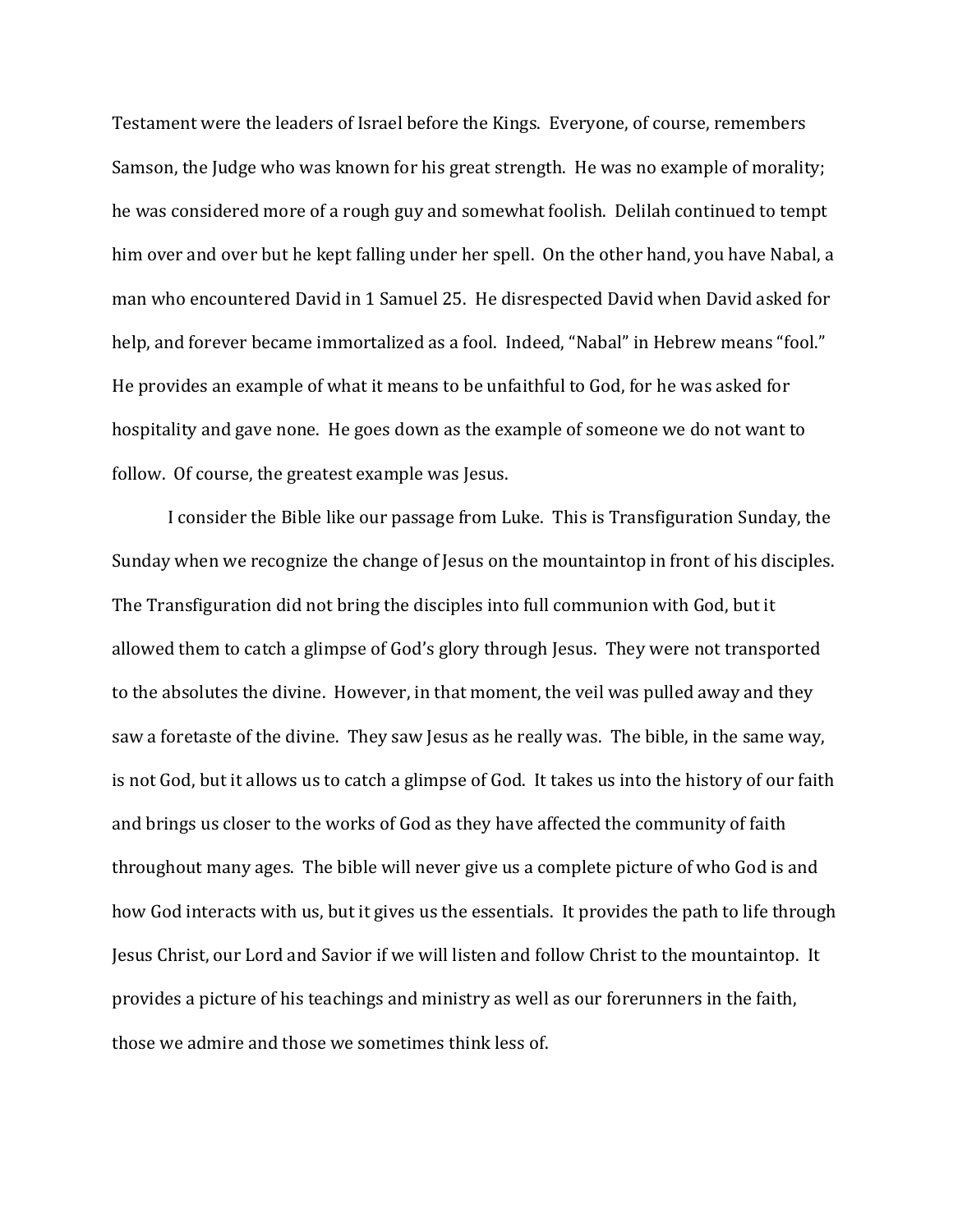Testament were the leaders of Israel before the Kings. Everyone, of course, remembers Samson, the Judge who was known for his great strength. He was no example of morality; he was considered more of a rough guy and somewhat foolish. Delilah continued to tempt him over and over but he kept falling under her spell. On the other hand, you have Nabal, a man who encountered David in 1 Samuel 25. He disrespected David when David asked for help, and forever became immortalized as a fool. Indeed, "Nabal" in Hebrew means "fool." He provides an example of what it means to be unfaithful to God, for he was asked for hospitality and gave none. He goes down as the example of someone we do not want to follow. Of course, the greatest example was Jesus.

I consider the Bible like our passage from Luke. This is Transfiguration Sunday, the Sunday when we recognize the change of Jesus on the mountaintop in front of his disciples. The Transfiguration did not bring the disciples into full communion with God, but it allowed them to catch a glimpse of God's glory through Jesus. They were not transported to the absolutes the divine. However, in that moment, the veil was pulled away and they saw a foretaste of the divine. They saw Jesus as he really was. The bible, in the same way, is not God, but it allows us to catch a glimpse of God. It takes us into the history of our faith and brings us closer to the works of God as they have affected the community of faith throughout many ages. The bible will never give us a complete picture of who God is and how God interacts with us, but it gives us the essentials. It provides the path to life through Jesus Christ, our Lord and Savior if we will listen and follow Christ to the mountaintop. It provides a picture of his teachings and ministry as well as our forerunners in the faith, those we admire and those we sometimes think less of.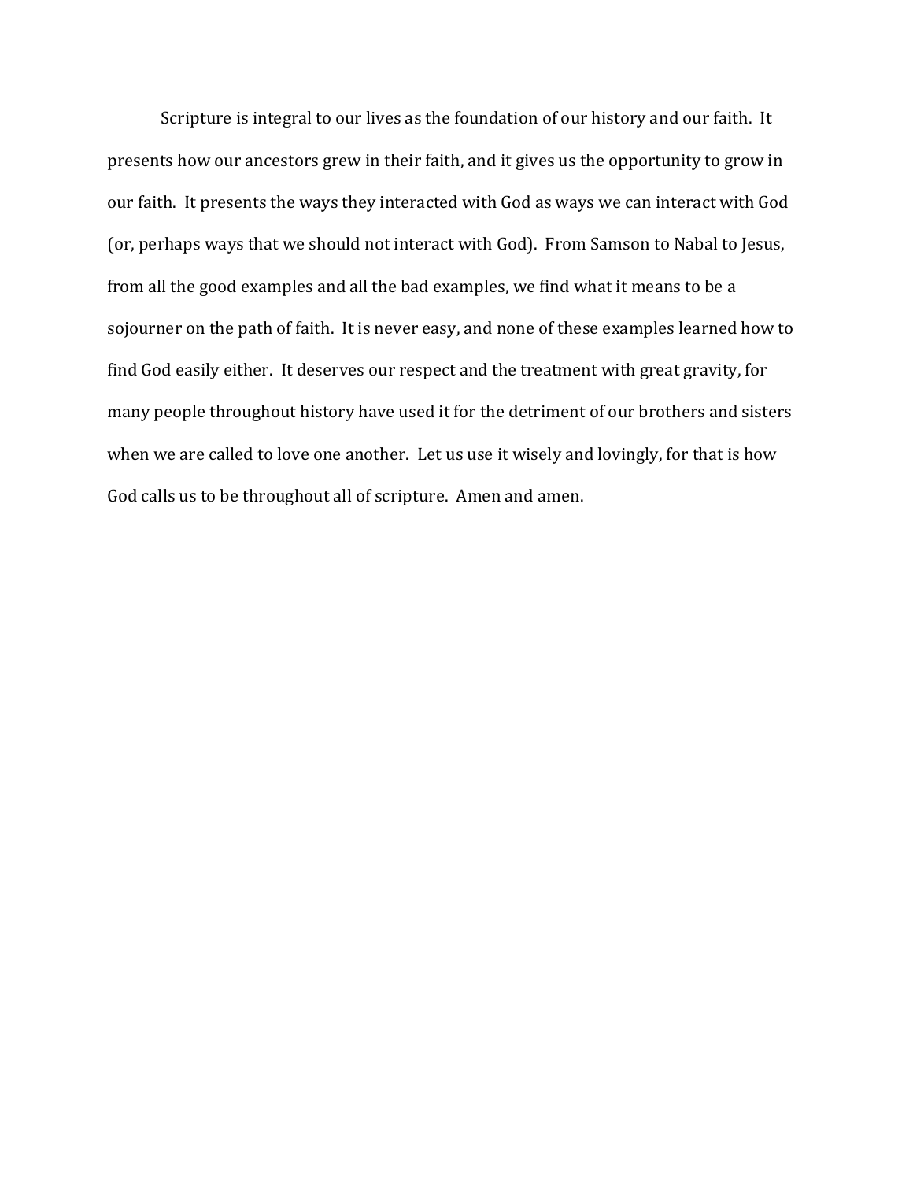Scripture is integral to our lives as the foundation of our history and our faith. It presents how our ancestors grew in their faith, and it gives us the opportunity to grow in our faith. It presents the ways they interacted with God as ways we can interact with God (or, perhaps ways that we should not interact with God). From Samson to Nabal to Jesus, from all the good examples and all the bad examples, we find what it means to be a sojourner on the path of faith. It is never easy, and none of these examples learned how to find God easily either. It deserves our respect and the treatment with great gravity, for many people throughout history have used it for the detriment of our brothers and sisters when we are called to love one another. Let us use it wisely and lovingly, for that is how God calls us to be throughout all of scripture. Amen and amen.